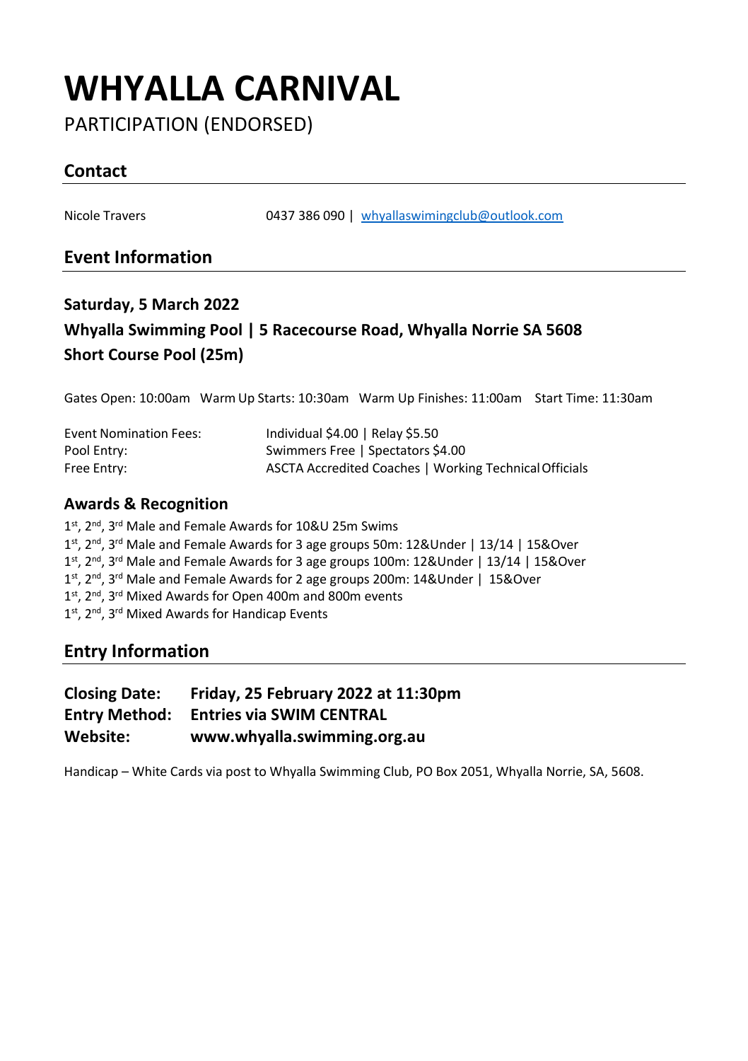# WHYALLA CARNIVAL

PARTICIPATION (ENDORSED)

## Contact

Nicole Travers 0437 386 090 | whyallaswimingclub@outlook.com

## Event Information

### Saturday, 5 March 2022

### Whyalla Swimming Pool | 5 Racecourse Road, Whyalla Norrie SA 5608

### Short Course Pool (25m)

Gates Open: 10:00am Warm Up Starts: 10:30am Warm Up Finishes: 11:00am Start Time: 11:30am

| | |
|---|---|
| Event Nomination Fees: | Individual $4.00 \| Relay $5.50 |
| Pool Entry: | Swimmers Free \| Spectators $4.00 |
| Free Entry: | ASCTA Accredited Coaches \| Working Technical Officials |

### Awards & Recognition

1st, 2nd, 3rd Male and Female Awards for 10&U 25m Swims
1st, 2nd, 3rd Male and Female Awards for 3 age groups 50m: 12&Under | 13/14 | 15&Over
1st, 2nd, 3rd Male and Female Awards for 3 age groups 100m: 12&Under | 13/14 | 15&Over
1st, 2nd, 3rd Male and Female Awards for 2 age groups 200m: 14&Under | 15&Over
1st, 2nd, 3rd Mixed Awards for Open 400m and 800m events
1st, 2nd, 3rd Mixed Awards for Handicap Events

## Entry Information

**Closing Date:** **Friday, 25 February 2022 at 11:30pm**
**Entry Method:** **Entries via SWIM CENTRAL**
**Website:** **www.whyalla.swimming.org.au**

Handicap – White Cards via post to Whyalla Swimming Club, PO Box 2051, Whyalla Norrie, SA, 5608.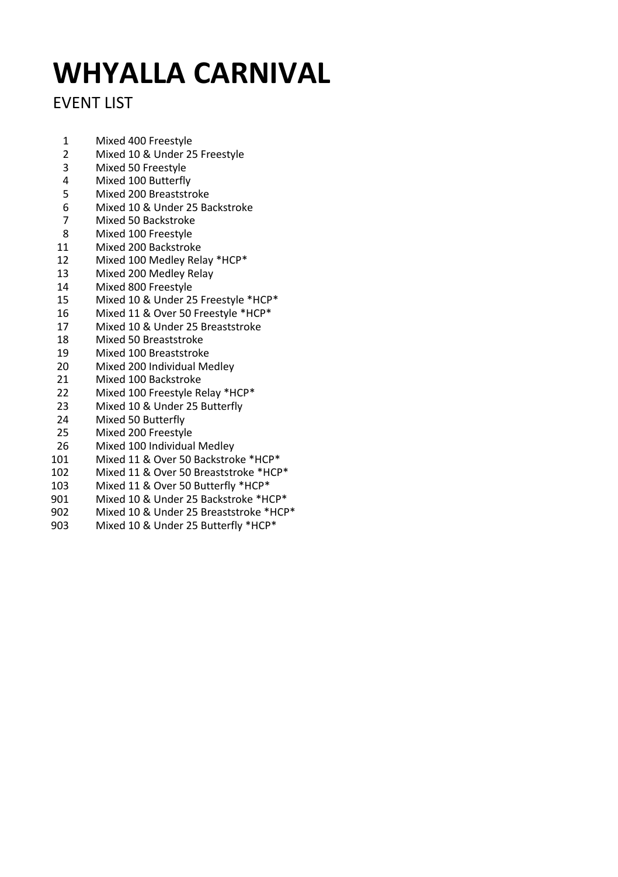# WHYALLA CARNIVAL

EVENT LIST

| | |
|---|---|
| 1 | Mixed 400 Freestyle |
| 2 | Mixed 10 & Under 25 Freestyle |
| 3 | Mixed 50 Freestyle |
| 4 | Mixed 100 Butterfly |
| 5 | Mixed 200 Breaststroke |
| 6 | Mixed 10 & Under 25 Backstroke |
| 7 | Mixed 50 Backstroke |
| 8 | Mixed 100 Freestyle |
| 11 | Mixed 200 Backstroke |
| 12 | Mixed 100 Medley Relay *HCP* |
| 13 | Mixed 200 Medley Relay |
| 14 | Mixed 800 Freestyle |
| 15 | Mixed 10 & Under 25 Freestyle *HCP* |
| 16 | Mixed 11 & Over 50 Freestyle *HCP* |
| 17 | Mixed 10 & Under 25 Breaststroke |
| 18 | Mixed 50 Breaststroke |
| 19 | Mixed 100 Breaststroke |
| 20 | Mixed 200 Individual Medley |
| 21 | Mixed 100 Backstroke |
| 22 | Mixed 100 Freestyle Relay *HCP* |
| 23 | Mixed 10 & Under 25 Butterfly |
| 24 | Mixed 50 Butterfly |
| 25 | Mixed 200 Freestyle |
| 26 | Mixed 100 Individual Medley |
| 101 | Mixed 11 & Over 50 Backstroke *HCP* |
| 102 | Mixed 11 & Over 50 Breaststroke *HCP* |
| 103 | Mixed 11 & Over 50 Butterfly *HCP* |
| 901 | Mixed 10 & Under 25 Backstroke *HCP* |
| 902 | Mixed 10 & Under 25 Breaststroke *HCP* |
| 903 | Mixed 10 & Under 25 Butterfly *HCP* |